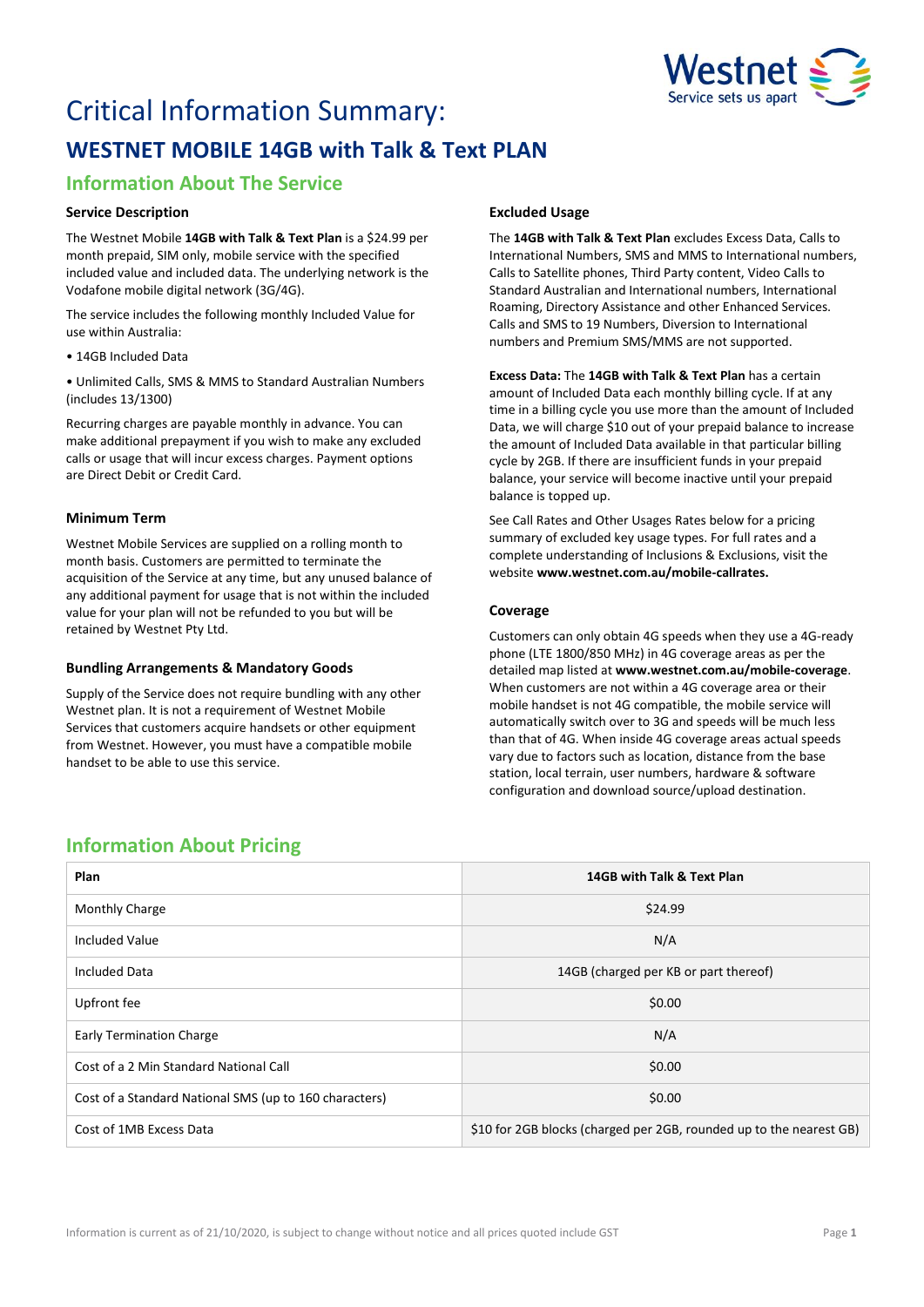# Critical Information Summary:

## WESTNET MOBILE 14GB with Talk & Text PLAN

### Information About The Service

#### Service Description

The Westnet Mobile **14GB with Talk & Text Plan** is a $24.99 per month prepaid, SIM only, mobile service with the specified included value and included data. The underlying network is the Vodafone mobile digital network (3G/4G).

The service includes the following monthly Included Value for use within Australia:

• 14GB Included Data

• Unlimited Calls, SMS & MMS to Standard Australian Numbers (includes 13/1300)

Recurring charges are payable monthly in advance. You can make additional prepayment if you wish to make any excluded calls or usage that will incur excess charges. Payment options are Direct Debit or Credit Card.

#### Minimum Term

Westnet Mobile Services are supplied on a rolling month to month basis. Customers are permitted to terminate the acquisition of the Service at any time, but any unused balance of any additional payment for usage that is not within the included value for your plan will not be refunded to you but will be retained by Westnet Pty Ltd.

#### Bundling Arrangements & Mandatory Goods

Supply of the Service does not require bundling with any other Westnet plan. It is not a requirement of Westnet Mobile Services that customers acquire handsets or other equipment from Westnet. However, you must have a compatible mobile handset to be able to use this service.

#### Excluded Usage

The **14GB with Talk & Text Plan** excludes Excess Data, Calls to International Numbers, SMS and MMS to International numbers, Calls to Satellite phones, Third Party content, Video Calls to Standard Australian and International numbers, International Roaming, Directory Assistance and other Enhanced Services. Calls and SMS to 19 Numbers, Diversion to International numbers and Premium SMS/MMS are not supported.

**Excess Data:** The **14GB with Talk & Text Plan** has a certain amount of Included Data each monthly billing cycle. If at any time in a billing cycle you use more than the amount of Included Data, we will charge $10 out of your prepaid balance to increase the amount of Included Data available in that particular billing cycle by 2GB. If there are insufficient funds in your prepaid balance, your service will become inactive until your prepaid balance is topped up.

See Call Rates and Other Usages Rates below for a pricing summary of excluded key usage types. For full rates and a complete understanding of Inclusions & Exclusions, visit the website **www.westnet.com.au/mobile-callrates.**

#### Coverage

Customers can only obtain 4G speeds when they use a 4G-ready phone (LTE 1800/850 MHz) in 4G coverage areas as per the detailed map listed at **www.westnet.com.au/mobile-coverage**. When customers are not within a 4G coverage area or their mobile handset is not 4G compatible, the mobile service will automatically switch over to 3G and speeds will be much less than that of 4G. When inside 4G coverage areas actual speeds vary due to factors such as location, distance from the base station, local terrain, user numbers, hardware & software configuration and download source/upload destination.

### Information About Pricing

| Plan | 14GB with Talk & Text Plan |
|---|---|
| Monthly Charge | $24.99 |
| Included Value | N/A |
| Included Data | 14GB (charged per KB or part thereof) |
| Upfront fee | $0.00 |
| Early Termination Charge | N/A |
| Cost of a 2 Min Standard National Call | $0.00 |
| Cost of a Standard National SMS (up to 160 characters) | $0.00 |
| Cost of 1MB Excess Data | $10 for 2GB blocks (charged per 2GB, rounded up to the nearest GB) |

Information is current as of 21/10/2020, is subject to change without notice and all prices quoted include GST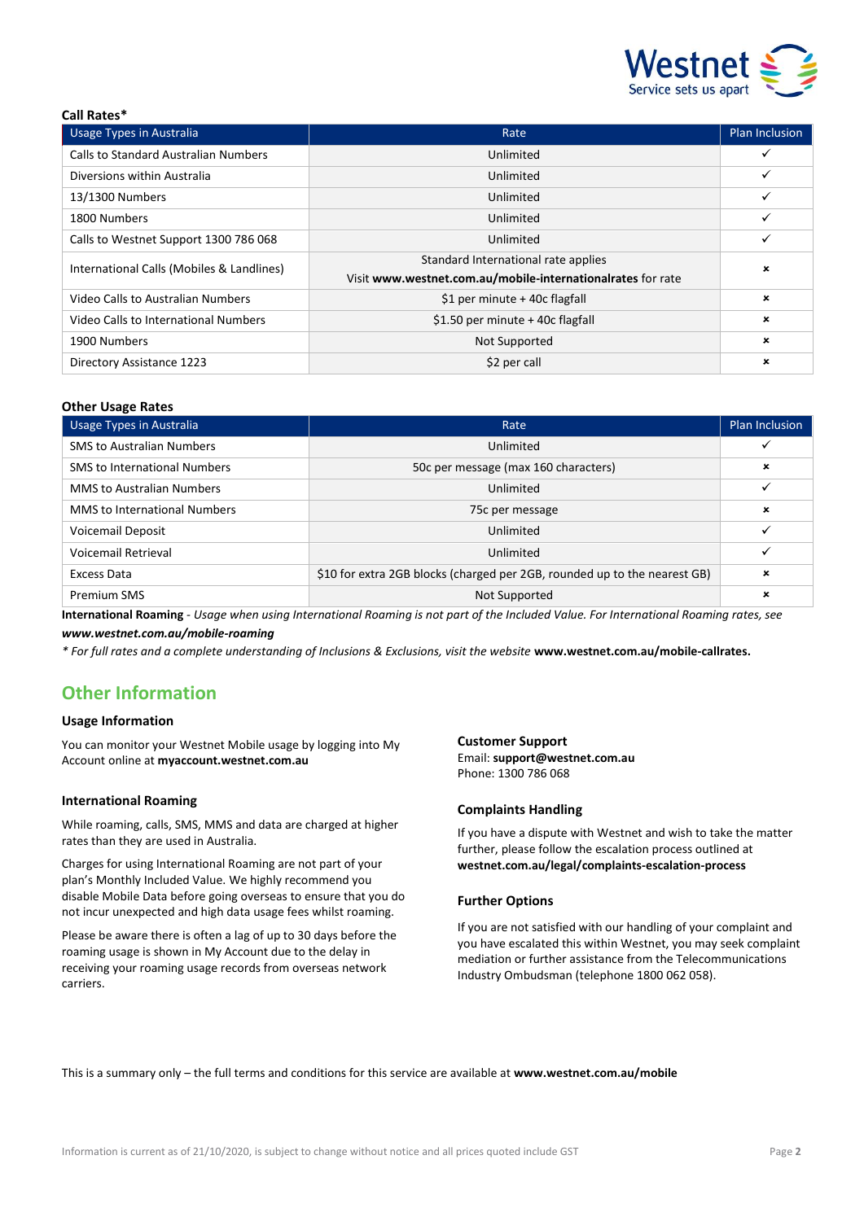**Call Rates***

| Usage Types in Australia | Rate | Plan Inclusion |
|---|---|---|
| Calls to Standard Australian Numbers | Unlimited | ✓ |
| Diversions within Australia | Unlimited | ✓ |
| 13/1300 Numbers | Unlimited | ✓ |
| 1800 Numbers | Unlimited | ✓ |
| Calls to Westnet Support 1300 786 068 | Unlimited | ✓ |
| International Calls (Mobiles & Landlines) | Standard International rate applies Visit **www.westnet.com.au/mobile-internationalrates** for rate | ✗ |
| Video Calls to Australian Numbers | $1 per minute + 40c flagfall | ✗ |
| Video Calls to International Numbers | $1.50 per minute + 40c flagfall | ✗ |
| 1900 Numbers | Not Supported | ✗ |
| Directory Assistance 1223 | $2 per call | ✗ |

**Other Usage Rates**

| Usage Types in Australia | Rate | Plan Inclusion |
|---|---|---|
| SMS to Australian Numbers | Unlimited | ✓ |
| SMS to International Numbers | 50c per message (max 160 characters) | ✗ |
| MMS to Australian Numbers | Unlimited | ✓ |
| MMS to International Numbers | 75c per message | ✗ |
| Voicemail Deposit | Unlimited | ✓ |
| Voicemail Retrieval | Unlimited | ✓ |
| Excess Data | $10 for extra 2GB blocks (charged per 2GB, rounded up to the nearest GB) | ✗ |
| Premium SMS | Not Supported | ✗ |

**International Roaming** - *Usage when using International Roaming is not part of the Included Value. For International Roaming rates, see* ***www.westnet.com.au/mobile-roaming***

*\* For full rates and a complete understanding of Inclusions & Exclusions, visit the website* **www.westnet.com.au/mobile-callrates.**

## Other Information

### Usage Information

You can monitor your Westnet Mobile usage by logging into My Account online at **myaccount.westnet.com.au**

### International Roaming

While roaming, calls, SMS, MMS and data are charged at higher rates than they are used in Australia.

Charges for using International Roaming are not part of your plan's Monthly Included Value. We highly recommend you disable Mobile Data before going overseas to ensure that you do not incur unexpected and high data usage fees whilst roaming.

Please be aware there is often a lag of up to 30 days before the roaming usage is shown in My Account due to the delay in receiving your roaming usage records from overseas network carriers.

### Customer Support

Email: **support@westnet.com.au**
Phone: 1300 786 068

### Complaints Handling

If you have a dispute with Westnet and wish to take the matter further, please follow the escalation process outlined at **westnet.com.au/legal/complaints-escalation-process**

### Further Options

If you are not satisfied with our handling of your complaint and you have escalated this within Westnet, you may seek complaint mediation or further assistance from the Telecommunications Industry Ombudsman (telephone 1800 062 058).

This is a summary only – the full terms and conditions for this service are available at **www.westnet.com.au/mobile**

Information is current as of 21/10/2020, is subject to change without notice and all prices quoted include GST